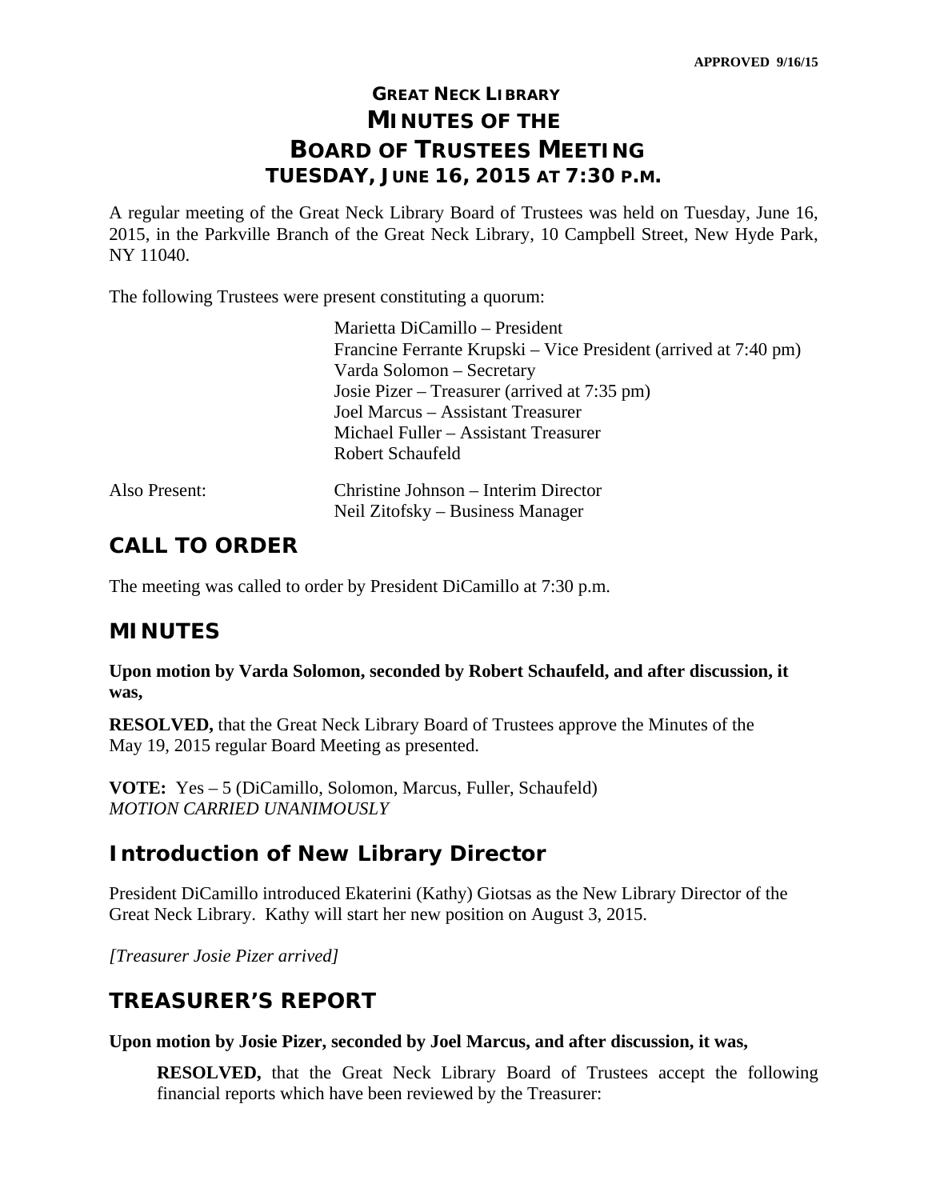APPROVED 9/16/15

# GREAT NECK LIBRARY
# MINUTES OF THE
# BOARD OF TRUSTEES MEETING
## TUESDAY, JUNE 16, 2015 AT 7:30 P.M.

A regular meeting of the Great Neck Library Board of Trustees was held on Tuesday, June 16, 2015, in the Parkville Branch of the Great Neck Library, 10 Campbell Street, New Hyde Park, NY 11040.

The following Trustees were present constituting a quorum:

Marietta DiCamillo – President
Francine Ferrante Krupski – Vice President (arrived at 7:40 pm)
Varda Solomon – Secretary
Josie Pizer – Treasurer (arrived at 7:35 pm)
Joel Marcus – Assistant Treasurer
Michael Fuller – Assistant Treasurer
Robert Schaufeld

Also Present: Christine Johnson – Interim Director
Neil Zitofsky – Business Manager

## CALL TO ORDER

The meeting was called to order by President DiCamillo at 7:30 p.m.

## MINUTES

**Upon motion by Varda Solomon, seconded by Robert Schaufeld, and after discussion, it was,**

**RESOLVED,** that the Great Neck Library Board of Trustees approve the Minutes of the May 19, 2015 regular Board Meeting as presented.

**VOTE:** Yes – 5 (DiCamillo, Solomon, Marcus, Fuller, Schaufeld)
*MOTION CARRIED UNANIMOUSLY*

## Introduction of New Library Director

President DiCamillo introduced Ekaterini (Kathy) Giotsas as the New Library Director of the Great Neck Library. Kathy will start her new position on August 3, 2015.

*[Treasurer Josie Pizer arrived]*

## TREASURER'S REPORT

**Upon motion by Josie Pizer, seconded by Joel Marcus, and after discussion, it was,**

**RESOLVED,** that the Great Neck Library Board of Trustees accept the following financial reports which have been reviewed by the Treasurer: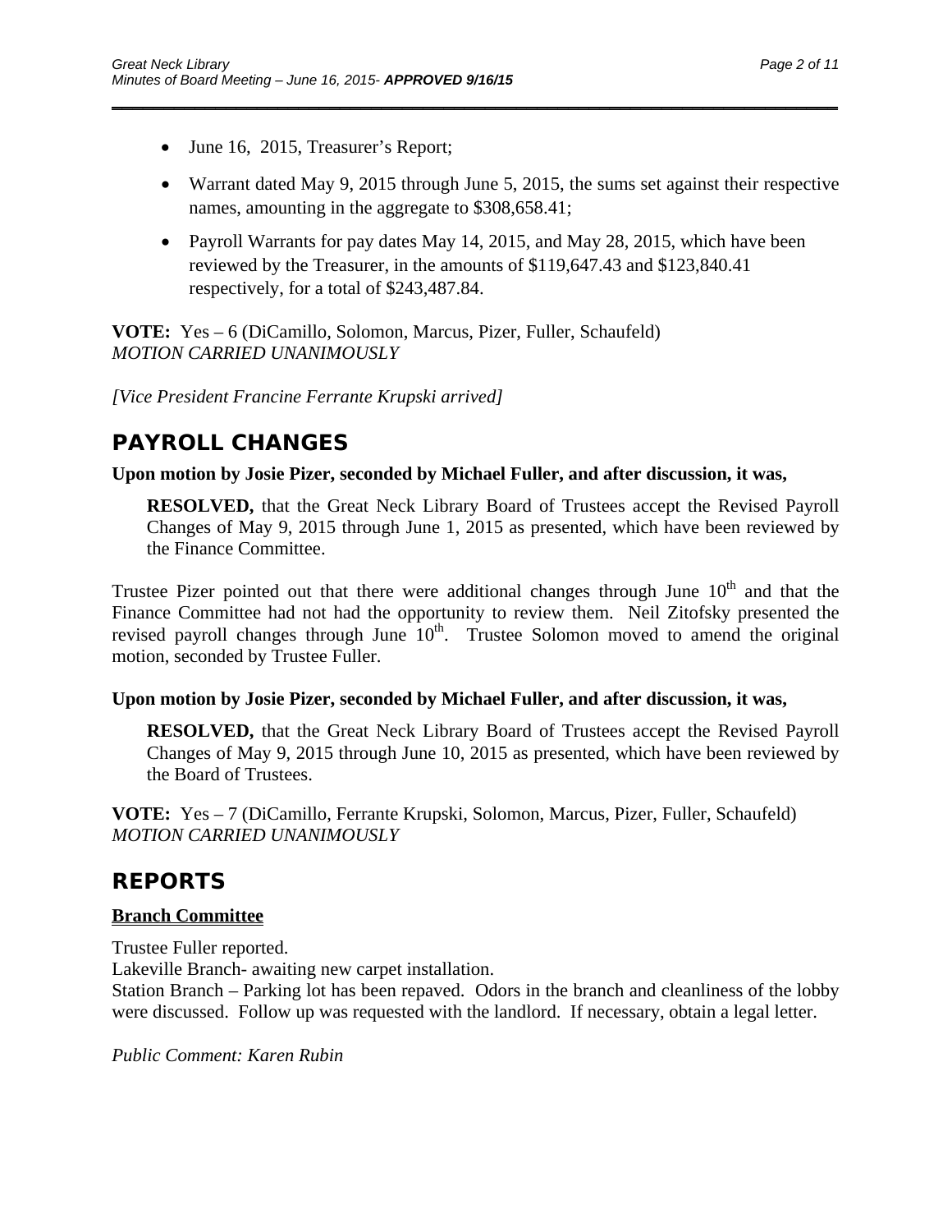- June 16, 2015, Treasurer's Report;
- Warrant dated May 9, 2015 through June 5, 2015, the sums set against their respective names, amounting in the aggregate to $308,658.41;
- Payroll Warrants for pay dates May 14, 2015, and May 28, 2015, which have been reviewed by the Treasurer, in the amounts of $119,647.43 and $123,840.41 respectively, for a total of $243,487.84.

**VOTE:** Yes – 6 (DiCamillo, Solomon, Marcus, Pizer, Fuller, Schaufeld)
*MOTION CARRIED UNANIMOUSLY*

*[Vice President Francine Ferrante Krupski arrived]*

## PAYROLL CHANGES

**Upon motion by Josie Pizer, seconded by Michael Fuller, and after discussion, it was,**

> **RESOLVED,** that the Great Neck Library Board of Trustees accept the Revised Payroll Changes of May 9, 2015 through June 1, 2015 as presented, which have been reviewed by the Finance Committee.

Trustee Pizer pointed out that there were additional changes through June 10th and that the Finance Committee had not had the opportunity to review them. Neil Zitofsky presented the revised payroll changes through June 10th. Trustee Solomon moved to amend the original motion, seconded by Trustee Fuller.

**Upon motion by Josie Pizer, seconded by Michael Fuller, and after discussion, it was,**

> **RESOLVED,** that the Great Neck Library Board of Trustees accept the Revised Payroll Changes of May 9, 2015 through June 10, 2015 as presented, which have been reviewed by the Board of Trustees.

**VOTE:** Yes – 7 (DiCamillo, Ferrante Krupski, Solomon, Marcus, Pizer, Fuller, Schaufeld)
*MOTION CARRIED UNANIMOUSLY*

## REPORTS

### Branch Committee

Trustee Fuller reported.
Lakeville Branch- awaiting new carpet installation.
Station Branch – Parking lot has been repaved. Odors in the branch and cleanliness of the lobby were discussed. Follow up was requested with the landlord. If necessary, obtain a legal letter.

*Public Comment: Karen Rubin*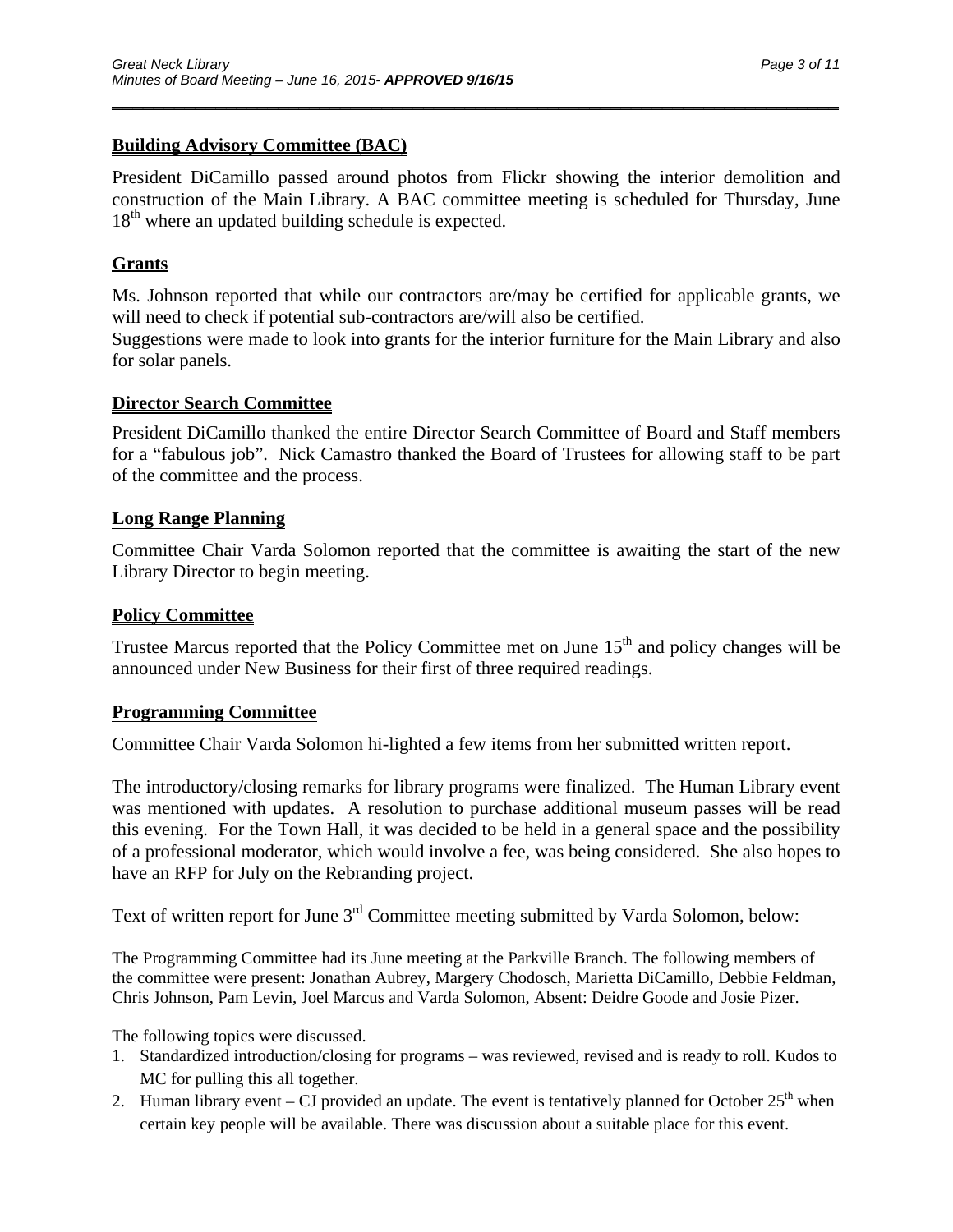## Building Advisory Committee (BAC)

President DiCamillo passed around photos from Flickr showing the interior demolition and construction of the Main Library. A BAC committee meeting is scheduled for Thursday, June 18th where an updated building schedule is expected.

## Grants

Ms. Johnson reported that while our contractors are/may be certified for applicable grants, we will need to check if potential sub-contractors are/will also be certified.
Suggestions were made to look into grants for the interior furniture for the Main Library and also for solar panels.

## Director Search Committee

President DiCamillo thanked the entire Director Search Committee of Board and Staff members for a "fabulous job". Nick Camastro thanked the Board of Trustees for allowing staff to be part of the committee and the process.

## Long Range Planning

Committee Chair Varda Solomon reported that the committee is awaiting the start of the new Library Director to begin meeting.

## Policy Committee

Trustee Marcus reported that the Policy Committee met on June 15th and policy changes will be announced under New Business for their first of three required readings.

## Programming Committee

Committee Chair Varda Solomon hi-lighted a few items from her submitted written report.

The introductory/closing remarks for library programs were finalized. The Human Library event was mentioned with updates. A resolution to purchase additional museum passes will be read this evening. For the Town Hall, it was decided to be held in a general space and the possibility of a professional moderator, which would involve a fee, was being considered. She also hopes to have an RFP for July on the Rebranding project.

Text of written report for June 3rd Committee meeting submitted by Varda Solomon, below:

The Programming Committee had its June meeting at the Parkville Branch. The following members of the committee were present: Jonathan Aubrey, Margery Chodosch, Marietta DiCamillo, Debbie Feldman, Chris Johnson, Pam Levin, Joel Marcus and Varda Solomon, Absent: Deidre Goode and Josie Pizer.

The following topics were discussed.

1. Standardized introduction/closing for programs – was reviewed, revised and is ready to roll. Kudos to MC for pulling this all together.
2. Human library event – CJ provided an update. The event is tentatively planned for October 25th when certain key people will be available. There was discussion about a suitable place for this event.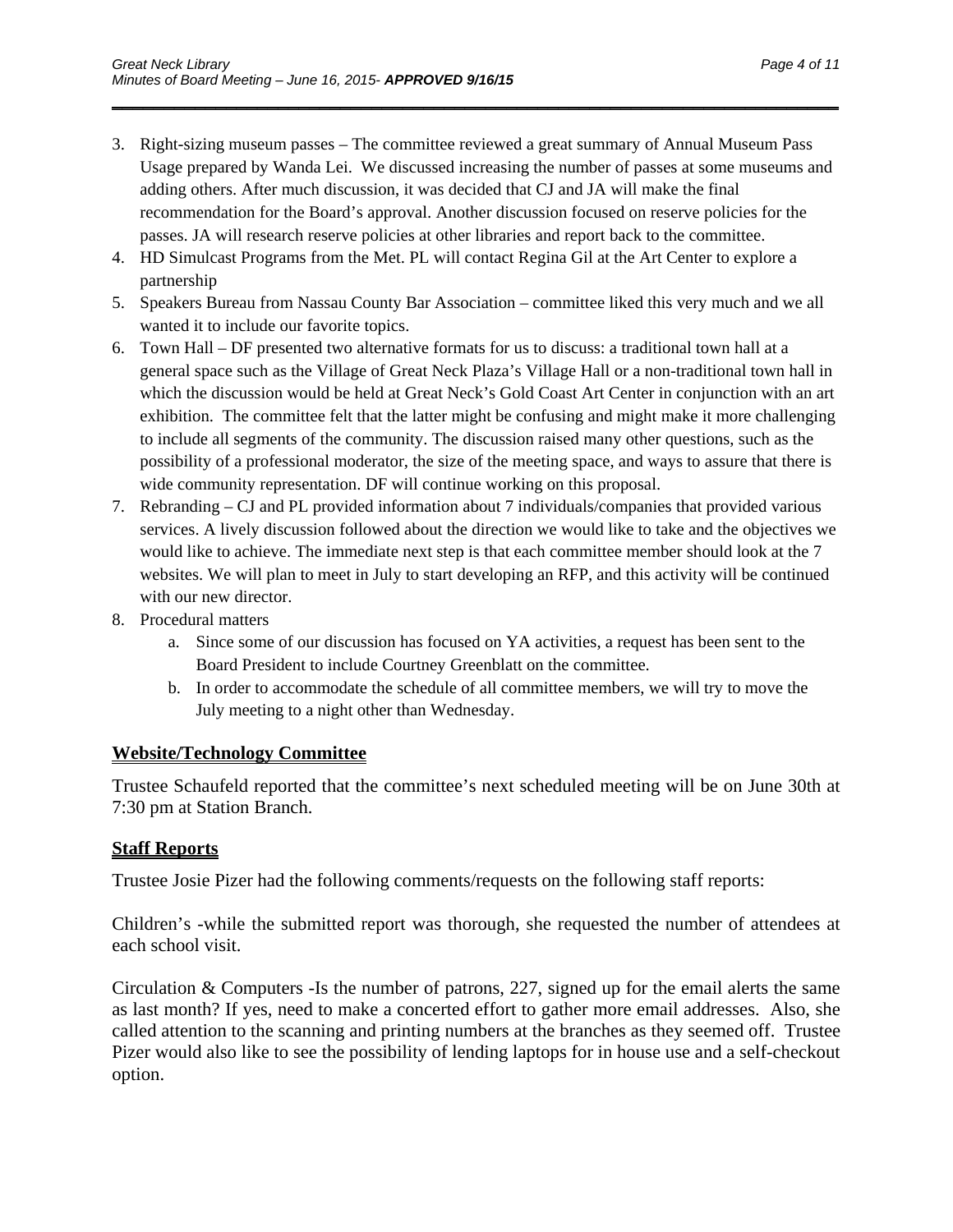3. Right-sizing museum passes – The committee reviewed a great summary of Annual Museum Pass Usage prepared by Wanda Lei. We discussed increasing the number of passes at some museums and adding others. After much discussion, it was decided that CJ and JA will make the final recommendation for the Board's approval. Another discussion focused on reserve policies for the passes. JA will research reserve policies at other libraries and report back to the committee.
4. HD Simulcast Programs from the Met. PL will contact Regina Gil at the Art Center to explore a partnership
5. Speakers Bureau from Nassau County Bar Association – committee liked this very much and we all wanted it to include our favorite topics.
6. Town Hall – DF presented two alternative formats for us to discuss: a traditional town hall at a general space such as the Village of Great Neck Plaza's Village Hall or a non-traditional town hall in which the discussion would be held at Great Neck's Gold Coast Art Center in conjunction with an art exhibition. The committee felt that the latter might be confusing and might make it more challenging to include all segments of the community. The discussion raised many other questions, such as the possibility of a professional moderator, the size of the meeting space, and ways to assure that there is wide community representation. DF will continue working on this proposal.
7. Rebranding – CJ and PL provided information about 7 individuals/companies that provided various services. A lively discussion followed about the direction we would like to take and the objectives we would like to achieve. The immediate next step is that each committee member should look at the 7 websites. We will plan to meet in July to start developing an RFP, and this activity will be continued with our new director.
8. Procedural matters
    a. Since some of our discussion has focused on YA activities, a request has been sent to the Board President to include Courtney Greenblatt on the committee.
    b. In order to accommodate the schedule of all committee members, we will try to move the July meeting to a night other than Wednesday.

## Website/Technology Committee

Trustee Schaufeld reported that the committee's next scheduled meeting will be on June 30th at 7:30 pm at Station Branch.

## Staff Reports

Trustee Josie Pizer had the following comments/requests on the following staff reports:

Children's -while the submitted report was thorough, she requested the number of attendees at each school visit.

Circulation & Computers -Is the number of patrons, 227, signed up for the email alerts the same as last month? If yes, need to make a concerted effort to gather more email addresses. Also, she called attention to the scanning and printing numbers at the branches as they seemed off. Trustee Pizer would also like to see the possibility of lending laptops for in house use and a self-checkout option.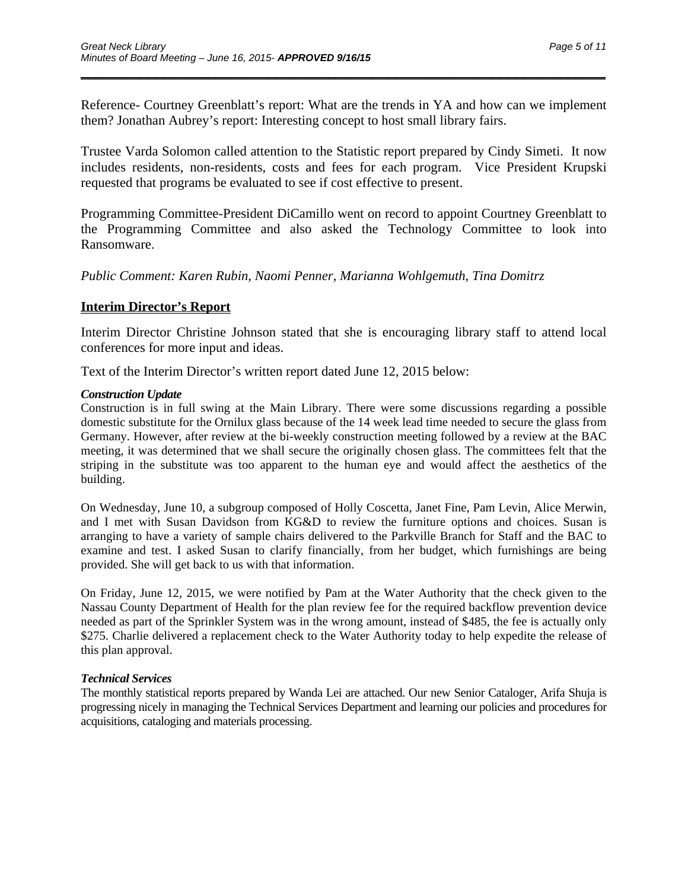Reference- Courtney Greenblatt's report: What are the trends in YA and how can we implement them? Jonathan Aubrey's report: Interesting concept to host small library fairs.

Trustee Varda Solomon called attention to the Statistic report prepared by Cindy Simeti. It now includes residents, non-residents, costs and fees for each program. Vice President Krupski requested that programs be evaluated to see if cost effective to present.

Programming Committee-President DiCamillo went on record to appoint Courtney Greenblatt to the Programming Committee and also asked the Technology Committee to look into Ransomware.

*Public Comment: Karen Rubin, Naomi Penner, Marianna Wohlgemuth, Tina Domitrz*

## Interim Director's Report

Interim Director Christine Johnson stated that she is encouraging library staff to attend local conferences for more input and ideas.

Text of the Interim Director's written report dated June 12, 2015 below:

***Construction Update***

Construction is in full swing at the Main Library. There were some discussions regarding a possible domestic substitute for the Ornilux glass because of the 14 week lead time needed to secure the glass from Germany. However, after review at the bi-weekly construction meeting followed by a review at the BAC meeting, it was determined that we shall secure the originally chosen glass. The committees felt that the striping in the substitute was too apparent to the human eye and would affect the aesthetics of the building.

On Wednesday, June 10, a subgroup composed of Holly Coscetta, Janet Fine, Pam Levin, Alice Merwin, and I met with Susan Davidson from KG&D to review the furniture options and choices. Susan is arranging to have a variety of sample chairs delivered to the Parkville Branch for Staff and the BAC to examine and test. I asked Susan to clarify financially, from her budget, which furnishings are being provided. She will get back to us with that information.

On Friday, June 12, 2015, we were notified by Pam at the Water Authority that the check given to the Nassau County Department of Health for the plan review fee for the required backflow prevention device needed as part of the Sprinkler System was in the wrong amount, instead of $485, the fee is actually only $275. Charlie delivered a replacement check to the Water Authority today to help expedite the release of this plan approval.

***Technical Services***

The monthly statistical reports prepared by Wanda Lei are attached. Our new Senior Cataloger, Arifa Shuja is progressing nicely in managing the Technical Services Department and learning our policies and procedures for acquisitions, cataloging and materials processing.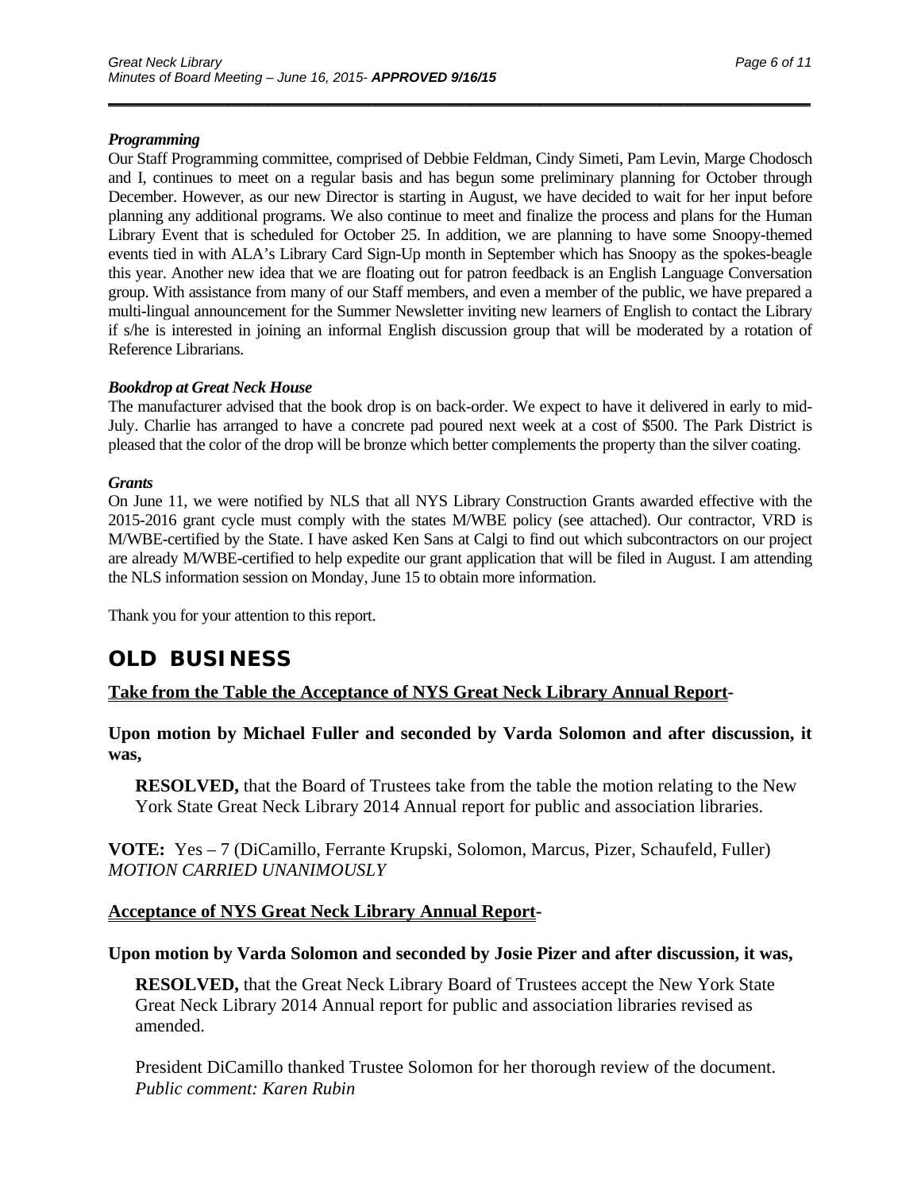### *Programming*

Our Staff Programming committee, comprised of Debbie Feldman, Cindy Simeti, Pam Levin, Marge Chodosch and I, continues to meet on a regular basis and has begun some preliminary planning for October through December. However, as our new Director is starting in August, we have decided to wait for her input before planning any additional programs. We also continue to meet and finalize the process and plans for the Human Library Event that is scheduled for October 25. In addition, we are planning to have some Snoopy-themed events tied in with ALA's Library Card Sign-Up month in September which has Snoopy as the spokes-beagle this year. Another new idea that we are floating out for patron feedback is an English Language Conversation group. With assistance from many of our Staff members, and even a member of the public, we have prepared a multi-lingual announcement for the Summer Newsletter inviting new learners of English to contact the Library if s/he is interested in joining an informal English discussion group that will be moderated by a rotation of Reference Librarians.

### *Bookdrop at Great Neck House*

The manufacturer advised that the book drop is on back-order. We expect to have it delivered in early to mid-July. Charlie has arranged to have a concrete pad poured next week at a cost of $500. The Park District is pleased that the color of the drop will be bronze which better complements the property than the silver coating.

### *Grants*

On June 11, we were notified by NLS that all NYS Library Construction Grants awarded effective with the 2015-2016 grant cycle must comply with the states M/WBE policy (see attached). Our contractor, VRD is M/WBE-certified by the State. I have asked Ken Sans at Calgi to find out which subcontractors on our project are already M/WBE-certified to help expedite our grant application that will be filed in August. I am attending the NLS information session on Monday, June 15 to obtain more information.

Thank you for your attention to this report.

## OLD BUSINESS

**Take from the Table the Acceptance of NYS Great Neck Library Annual Report-**

**Upon motion by Michael Fuller and seconded by Varda Solomon and after discussion, it was,**

> **RESOLVED,** that the Board of Trustees take from the table the motion relating to the New York State Great Neck Library 2014 Annual report for public and association libraries.

**VOTE:** Yes – 7 (DiCamillo, Ferrante Krupski, Solomon, Marcus, Pizer, Schaufeld, Fuller)
*MOTION CARRIED UNANIMOUSLY*

**Acceptance of NYS Great Neck Library Annual Report-**

**Upon motion by Varda Solomon and seconded by Josie Pizer and after discussion, it was,**

> **RESOLVED,** that the Great Neck Library Board of Trustees accept the New York State Great Neck Library 2014 Annual report for public and association libraries revised as amended.
>
> President DiCamillo thanked Trustee Solomon for her thorough review of the document.
> *Public comment: Karen Rubin*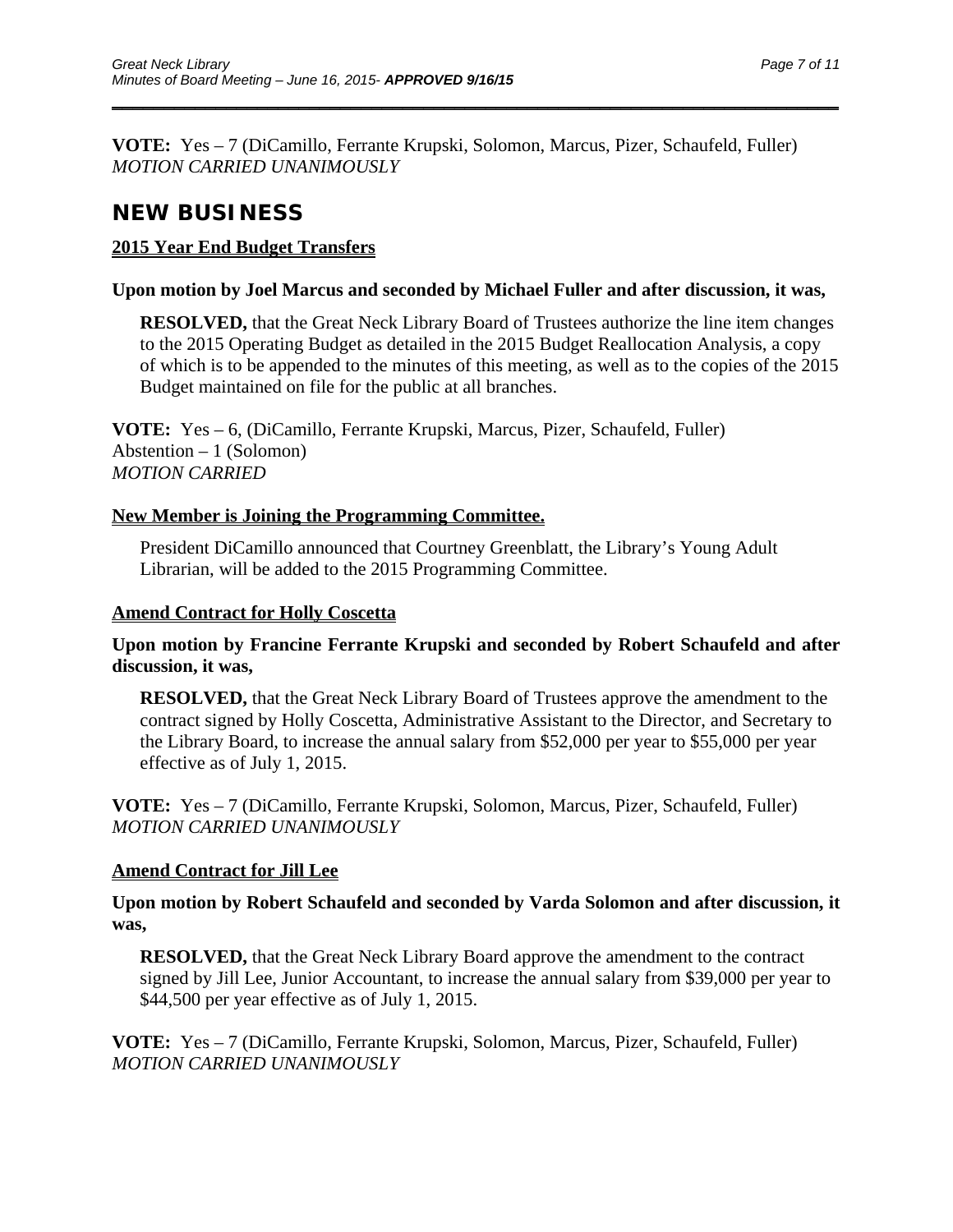**VOTE:** Yes – 7 (DiCamillo, Ferrante Krupski, Solomon, Marcus, Pizer, Schaufeld, Fuller)
*MOTION CARRIED UNANIMOUSLY*

## NEW BUSINESS

**2015 Year End Budget Transfers**

**Upon motion by Joel Marcus and seconded by Michael Fuller and after discussion, it was,**

> **RESOLVED,** that the Great Neck Library Board of Trustees authorize the line item changes to the 2015 Operating Budget as detailed in the 2015 Budget Reallocation Analysis, a copy of which is to be appended to the minutes of this meeting, as well as to the copies of the 2015 Budget maintained on file for the public at all branches.

**VOTE:** Yes – 6, (DiCamillo, Ferrante Krupski, Marcus, Pizer, Schaufeld, Fuller)
Abstention – 1 (Solomon)
*MOTION CARRIED*

**New Member is Joining the Programming Committee.**

> President DiCamillo announced that Courtney Greenblatt, the Library's Young Adult Librarian, will be added to the 2015 Programming Committee.

**Amend Contract for Holly Coscetta**

**Upon motion by Francine Ferrante Krupski and seconded by Robert Schaufeld and after discussion, it was,**

> **RESOLVED,** that the Great Neck Library Board of Trustees approve the amendment to the contract signed by Holly Coscetta, Administrative Assistant to the Director, and Secretary to the Library Board, to increase the annual salary from $52,000 per year to $55,000 per year effective as of July 1, 2015.

**VOTE:** Yes – 7 (DiCamillo, Ferrante Krupski, Solomon, Marcus, Pizer, Schaufeld, Fuller)
*MOTION CARRIED UNANIMOUSLY*

**Amend Contract for Jill Lee**

**Upon motion by Robert Schaufeld and seconded by Varda Solomon and after discussion, it was,**

> **RESOLVED,** that the Great Neck Library Board approve the amendment to the contract signed by Jill Lee, Junior Accountant, to increase the annual salary from $39,000 per year to $44,500 per year effective as of July 1, 2015.

**VOTE:** Yes – 7 (DiCamillo, Ferrante Krupski, Solomon, Marcus, Pizer, Schaufeld, Fuller)
*MOTION CARRIED UNANIMOUSLY*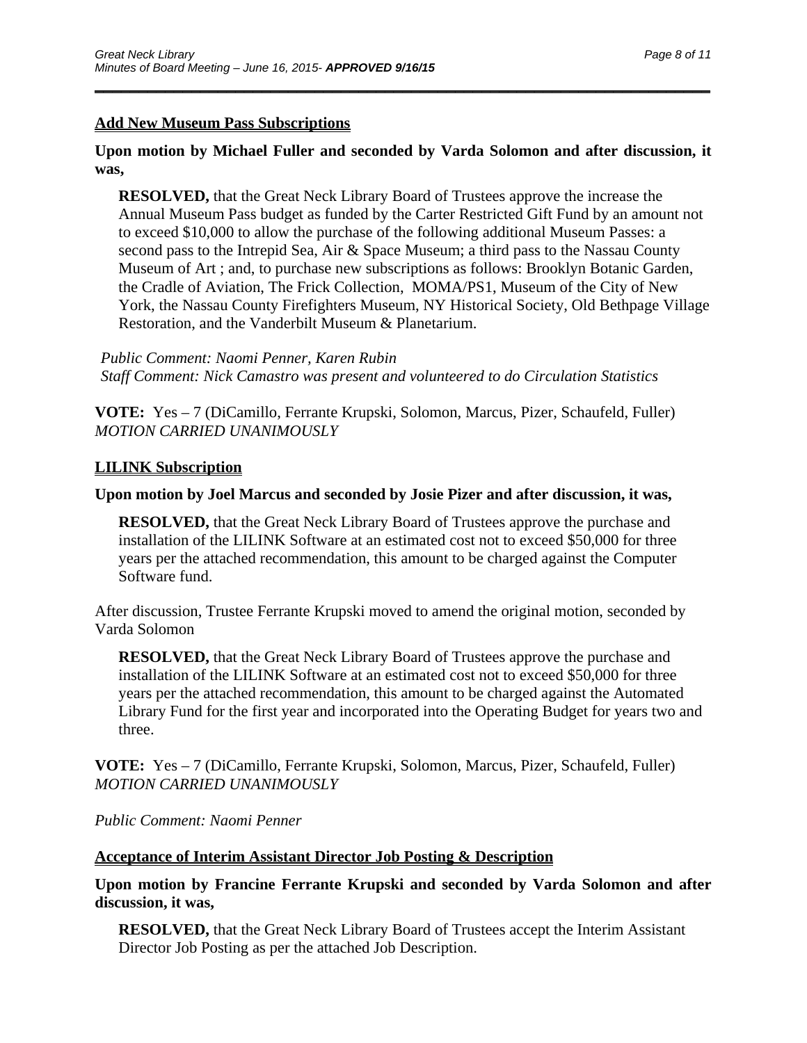**Add New Museum Pass Subscriptions**

**Upon motion by Michael Fuller and seconded by Varda Solomon and after discussion, it was,**

> **RESOLVED,** that the Great Neck Library Board of Trustees approve the increase the Annual Museum Pass budget as funded by the Carter Restricted Gift Fund by an amount not to exceed $10,000 to allow the purchase of the following additional Museum Passes: a second pass to the Intrepid Sea, Air & Space Museum; a third pass to the Nassau County Museum of Art ; and, to purchase new subscriptions as follows: Brooklyn Botanic Garden, the Cradle of Aviation, The Frick Collection, MOMA/PS1, Museum of the City of New York, the Nassau County Firefighters Museum, NY Historical Society, Old Bethpage Village Restoration, and the Vanderbilt Museum & Planetarium.

*Public Comment: Naomi Penner, Karen Rubin*
*Staff Comment: Nick Camastro was present and volunteered to do Circulation Statistics*

**VOTE:** Yes – 7 (DiCamillo, Ferrante Krupski, Solomon, Marcus, Pizer, Schaufeld, Fuller)
*MOTION CARRIED UNANIMOUSLY*

**LILINK Subscription**

**Upon motion by Joel Marcus and seconded by Josie Pizer and after discussion, it was,**

> **RESOLVED,** that the Great Neck Library Board of Trustees approve the purchase and installation of the LILINK Software at an estimated cost not to exceed $50,000 for three years per the attached recommendation, this amount to be charged against the Computer Software fund.

After discussion, Trustee Ferrante Krupski moved to amend the original motion, seconded by Varda Solomon

> **RESOLVED,** that the Great Neck Library Board of Trustees approve the purchase and installation of the LILINK Software at an estimated cost not to exceed $50,000 for three years per the attached recommendation, this amount to be charged against the Automated Library Fund for the first year and incorporated into the Operating Budget for years two and three.

**VOTE:** Yes – 7 (DiCamillo, Ferrante Krupski, Solomon, Marcus, Pizer, Schaufeld, Fuller)
*MOTION CARRIED UNANIMOUSLY*

*Public Comment: Naomi Penner*

**Acceptance of Interim Assistant Director Job Posting & Description**

**Upon motion by Francine Ferrante Krupski and seconded by Varda Solomon and after discussion, it was,**

> **RESOLVED,** that the Great Neck Library Board of Trustees accept the Interim Assistant Director Job Posting as per the attached Job Description.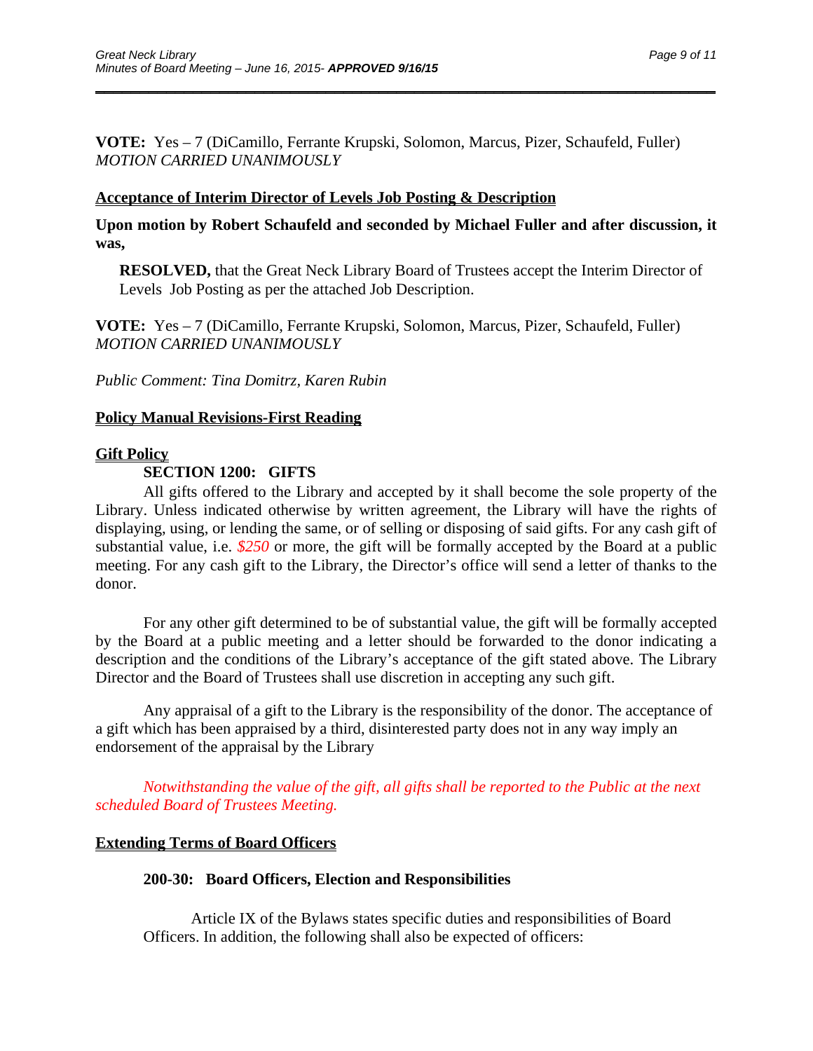**VOTE:** Yes – 7 (DiCamillo, Ferrante Krupski, Solomon, Marcus, Pizer, Schaufeld, Fuller)
*MOTION CARRIED UNANIMOUSLY*

**<u>Acceptance of Interim Director of Levels Job Posting & Description</u>**

**Upon motion by Robert Schaufeld and seconded by Michael Fuller and after discussion, it was,**

> **RESOLVED,** that the Great Neck Library Board of Trustees accept the Interim Director of Levels Job Posting as per the attached Job Description.

**VOTE:** Yes – 7 (DiCamillo, Ferrante Krupski, Solomon, Marcus, Pizer, Schaufeld, Fuller)
*MOTION CARRIED UNANIMOUSLY*

*Public Comment: Tina Domitrz, Karen Rubin*

**<u>Policy Manual Revisions-First Reading</u>**

**<u>Gift Policy</u>**

**SECTION 1200: GIFTS**

All gifts offered to the Library and accepted by it shall become the sole property of the Library. Unless indicated otherwise by written agreement, the Library will have the rights of displaying, using, or lending the same, or of selling or disposing of said gifts. For any cash gift of substantial value, i.e. *$250* or more, the gift will be formally accepted by the Board at a public meeting. For any cash gift to the Library, the Director's office will send a letter of thanks to the donor.

For any other gift determined to be of substantial value, the gift will be formally accepted by the Board at a public meeting and a letter should be forwarded to the donor indicating a description and the conditions of the Library's acceptance of the gift stated above. The Library Director and the Board of Trustees shall use discretion in accepting any such gift.

Any appraisal of a gift to the Library is the responsibility of the donor. The acceptance of a gift which has been appraised by a third, disinterested party does not in any way imply an endorsement of the appraisal by the Library

*Notwithstanding the value of the gift, all gifts shall be reported to the Public at the next scheduled Board of Trustees Meeting.*

**<u>Extending Terms of Board Officers</u>**

**200-30: Board Officers, Election and Responsibilities**

Article IX of the Bylaws states specific duties and responsibilities of Board Officers. In addition, the following shall also be expected of officers: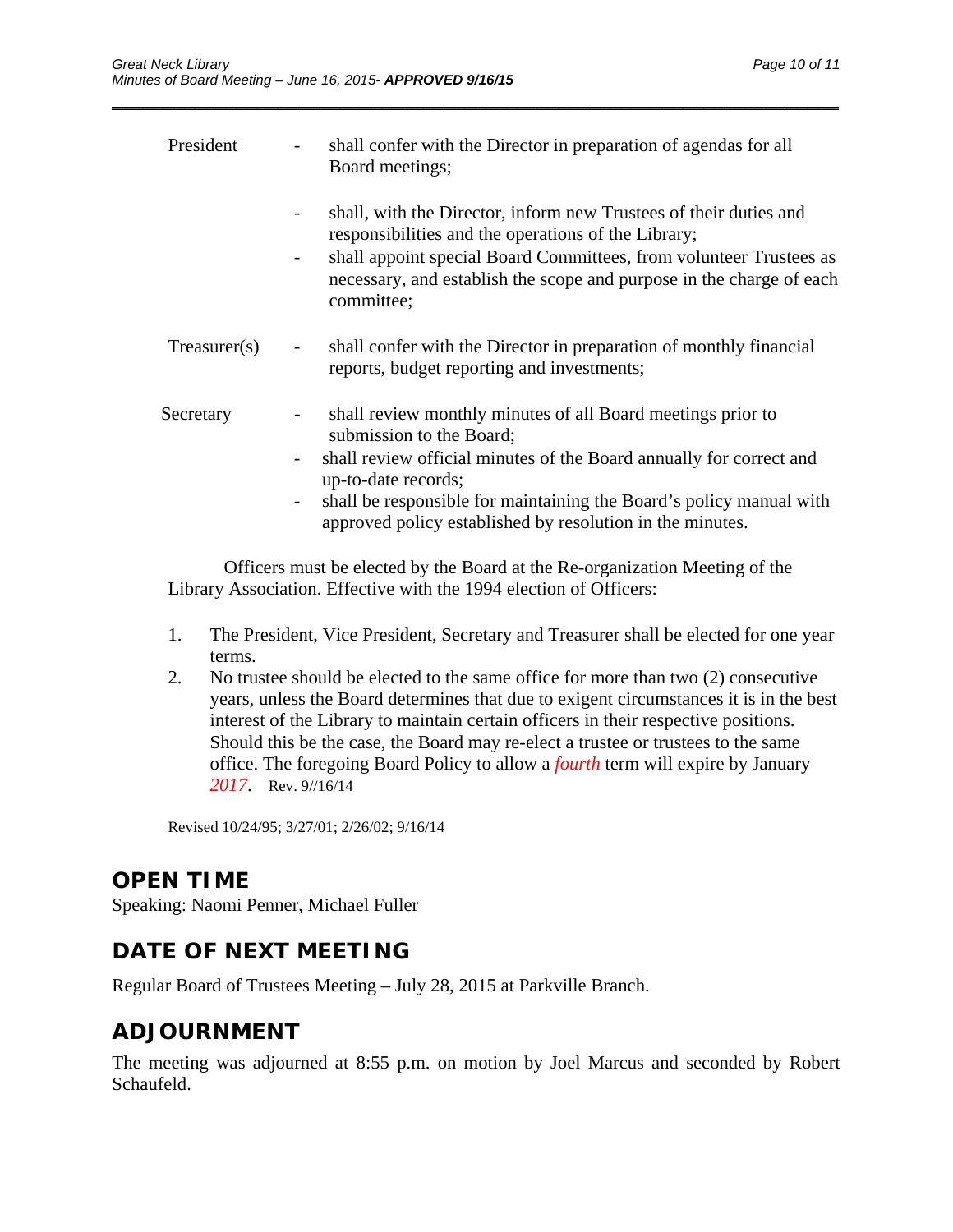President - shall confer with the Director in preparation of agendas for all Board meetings;

- shall, with the Director, inform new Trustees of their duties and responsibilities and the operations of the Library;
- shall appoint special Board Committees, from volunteer Trustees as necessary, and establish the scope and purpose in the charge of each committee;

Treasurer(s) - shall confer with the Director in preparation of monthly financial reports, budget reporting and investments;

Secretary - shall review monthly minutes of all Board meetings prior to submission to the Board;

- shall review official minutes of the Board annually for correct and up-to-date records;
- shall be responsible for maintaining the Board's policy manual with approved policy established by resolution in the minutes.

Officers must be elected by the Board at the Re-organization Meeting of the Library Association. Effective with the 1994 election of Officers:

1. The President, Vice President, Secretary and Treasurer shall be elected for one year terms.
2. No trustee should be elected to the same office for more than two (2) consecutive years, unless the Board determines that due to exigent circumstances it is in the best interest of the Library to maintain certain officers in their respective positions. Should this be the case, the Board may re-elect a trustee or trustees to the same office. The foregoing Board Policy to allow a *fourth* term will expire by January *2017*. Rev. 9//16/14

Revised 10/24/95; 3/27/01; 2/26/02; 9/16/14

## OPEN TIME

Speaking: Naomi Penner, Michael Fuller

## DATE OF NEXT MEETING

Regular Board of Trustees Meeting – July 28, 2015 at Parkville Branch.

## ADJOURNMENT

The meeting was adjourned at 8:55 p.m. on motion by Joel Marcus and seconded by Robert Schaufeld.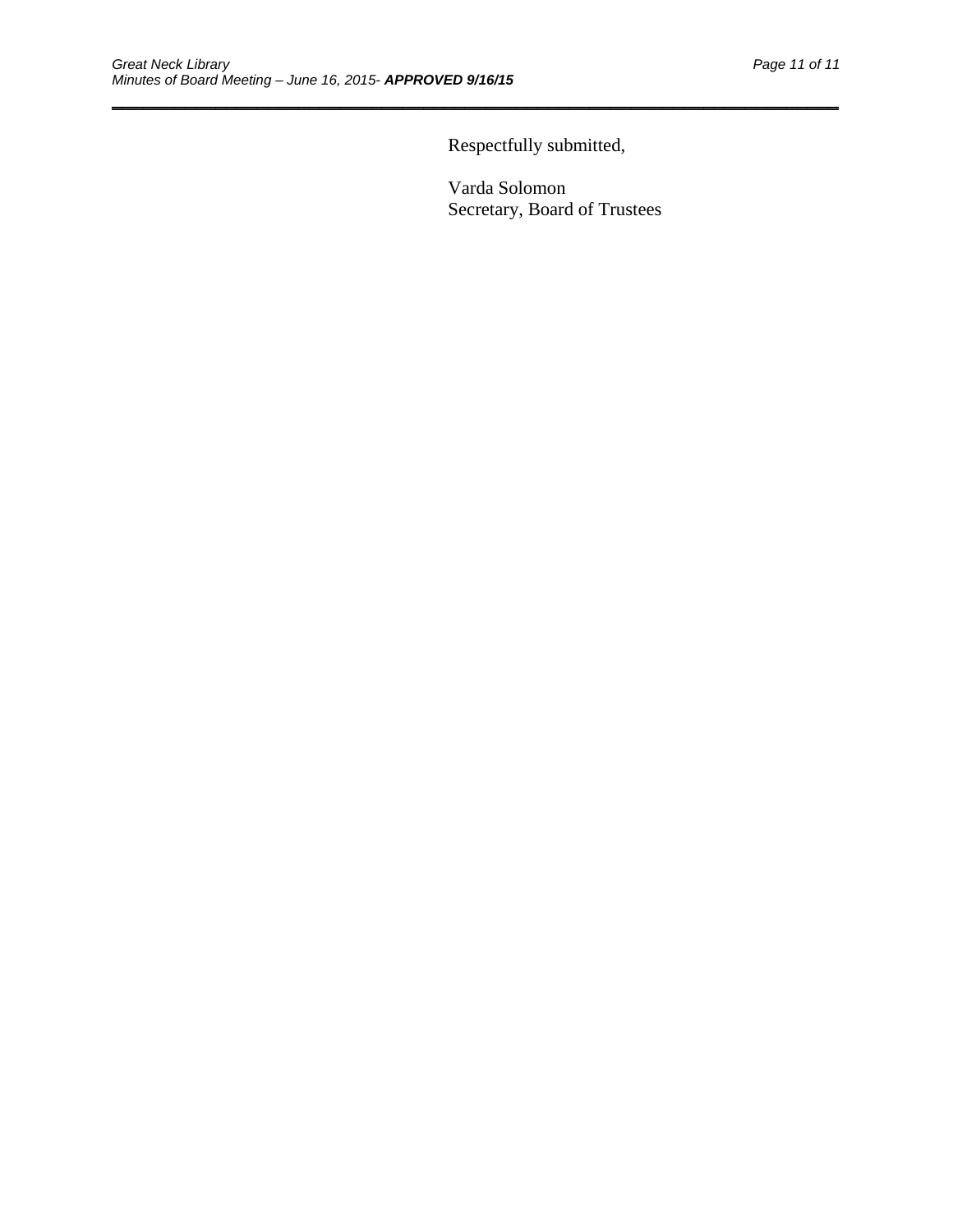Respectfully submitted,

Varda Solomon
Secretary, Board of Trustees